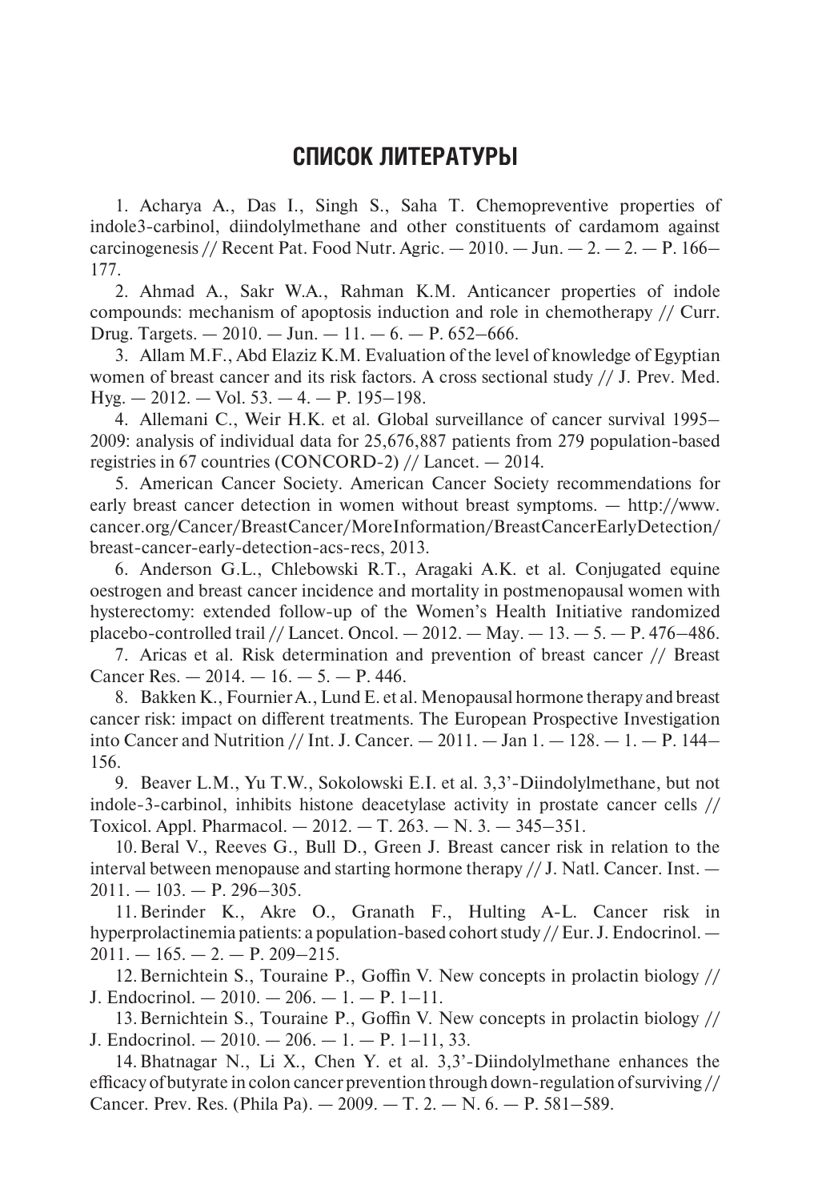## СПИСОК ЛИТЕРАТУРЫ

1. Acharya A., Das I., Singh S., Saha T. Chemopreventive properties of indole3-carbinol, diindolylmethane and other constituents of cardamom against carcinogenesis // Recent Pat. Food Nutr. Agric. — 2010. — Jun. — 2. — 2. — P. 166–177.

2. Ahmad A., Sakr W.A., Rahman K.M. Anticancer properties of indole compounds: mechanism of apoptosis induction and role in chemotherapy // Curr. Drug. Targets. — 2010. — Jun. — 11. — 6. — P. 652–666.

3. Allam M.F., Abd Elaziz K.M. Evaluation of the level of knowledge of Egyptian women of breast cancer and its risk factors. A cross sectional study // J. Prev. Med. Hyg. — 2012. — Vol. 53. — 4. — P. 195–198.

4. Allemani C., Weir H.K. et al. Global surveillance of cancer survival 1995–2009: analysis of individual data for 25,676,887 patients from 279 population-based registries in 67 countries (CONCORD-2) // Lancet. — 2014.

5. American Cancer Society. American Cancer Society recommendations for early breast cancer detection in women without breast symptoms. — http://www.cancer.org/Cancer/BreastCancer/MoreInformation/BreastCancerEarlyDetection/breast-cancer-early-detection-acs-recs, 2013.

6. Anderson G.L., Chlebowski R.T., Aragaki A.K. et al. Conjugated equine oestrogen and breast cancer incidence and mortality in postmenopausal women with hysterectomy: extended follow-up of the Women's Health Initiative randomized placebo-controlled trail // Lancet. Oncol. — 2012. — May. — 13. — 5. — P. 476–486.

7. Aricas et al. Risk determination and prevention of breast cancer // Breast Cancer Res. — 2014. — 16. — 5. — P. 446.

8. Bakken K., Fournier A., Lund E. et al. Menopausal hormone therapy and breast cancer risk: impact on different treatments. The European Prospective Investigation into Cancer and Nutrition // Int. J. Cancer. — 2011. — Jan 1. — 128. — 1. — P. 144–156.

9. Beaver L.M., Yu T.W., Sokolowski E.I. et al. 3,3'-Diindolylmethane, but not indole-3-carbinol, inhibits histone deacetylase activity in prostate cancer cells // Toxicol. Appl. Pharmacol. — 2012. — T. 263. — N. 3. — 345–351.

10. Beral V., Reeves G., Bull D., Green J. Breast cancer risk in relation to the interval between menopause and starting hormone therapy // J. Natl. Cancer. Inst. — 2011. — 103. — P. 296–305.

11. Berinder K., Akre O., Granath F., Hulting A-L. Cancer risk in hyperprolactinemia patients: a population-based cohort study // Eur. J. Endocrinol. — 2011. — 165. — 2. — P. 209–215.

12. Bernichtein S., Touraine P., Goffin V. New concepts in prolactin biology // J. Endocrinol. — 2010. — 206. — 1. — P. 1–11.

13. Bernichtein S., Touraine P., Goffin V. New concepts in prolactin biology // J. Endocrinol. — 2010. — 206. — 1. — P. 1–11, 33.

14. Bhatnagar N., Li X., Chen Y. et al. 3,3'-Diindolylmethane enhances the efficacy of butyrate in colon cancer prevention through down-regulation of surviving // Cancer. Prev. Res. (Phila Pa). — 2009. — T. 2. — N. 6. — P. 581–589.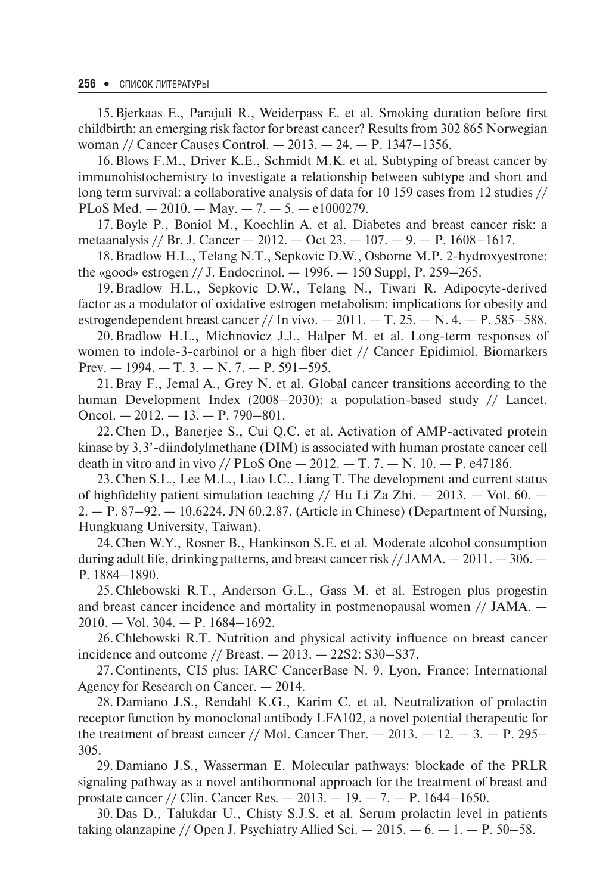15. Bjerkaas E., Parajuli R., Weiderpass E. et al. Smoking duration before first childbirth: an emerging risk factor for breast cancer? Results from 302 865 Norwegian woman // Cancer Causes Control. — 2013. — 24. — P. 1347–1356.

16. Blows F.M., Driver K.E., Schmidt M.K. et al. Subtyping of breast cancer by immunohistochemistry to investigate a relationship between subtype and short and long term survival: a collaborative analysis of data for 10 159 cases from 12 studies // PLoS Med. — 2010. — May. — 7. — 5. — e1000279.

17. Boyle P., Boniol M., Koechlin A. et al. Diabetes and breast cancer risk: a metaanalysis // Br. J. Cancer — 2012. — Oct 23. — 107. — 9. — P. 1608–1617.

18. Bradlow H.L., Telang N.T., Sepkovic D.W., Osborne M.P. 2-hydroxyestrone: the «good» estrogen // J. Endocrinol. — 1996. — 150 Suppl, P. 259–265.

19. Bradlow H.L., Sepkovic D.W., Telang N., Tiwari R. Adipocyte-derived factor as a modulator of oxidative estrogen metabolism: implications for obesity and estrogendependent breast cancer // In vivo. — 2011. — T. 25. — N. 4. — P. 585–588.

20. Bradlow H.L., Michnovicz J.J., Halper M. et al. Long-term responses of women to indole-3-carbinol or a high fiber diet // Cancer Epidimiol. Biomarkers Prev. — 1994. — T. 3. — N. 7. — P. 591–595.

21. Bray F., Jemal A., Grey N. et al. Global cancer transitions according to the human Development Index (2008–2030): a population-based study // Lancet. Oncol. — 2012. — 13. — P. 790–801.

22. Chen D., Banerjee S., Cui Q.C. et al. Activation of AMP-activated protein kinase by 3,3'-diindolylmethane (DIM) is associated with human prostate cancer cell death in vitro and in vivo // PLoS One — 2012. — T. 7. — N. 10. — P. e47186.

23. Chen S.L., Lee M.L., Liao I.C., Liang T. The development and current status of highfidelity patient simulation teaching // Hu Li Za Zhi. — 2013. — Vol. 60. — 2. — P. 87–92. — 10.6224. JN 60.2.87. (Article in Chinese) (Department of Nursing, Hungkuang University, Taiwan).

24. Chen W.Y., Rosner B., Hankinson S.E. et al. Moderate alcohol consumption during adult life, drinking patterns, and breast cancer risk // JAMA. — 2011. — 306. — P. 1884–1890.

25. Chlebowski R.T., Anderson G.L., Gass M. et al. Estrogen plus progestin and breast cancer incidence and mortality in postmenopausal women // JAMA. — 2010. — Vol. 304. — P. 1684–1692.

26. Chlebowski R.T. Nutrition and physical activity influence on breast cancer incidence and outcome // Breast. — 2013. — 22S2: S30–S37.

27. Continents, CI5 plus: IARC CancerBase N. 9. Lyon, France: International Agency for Research on Cancer. — 2014.

28. Damiano J.S., Rendahl K.G., Karim C. et al. Neutralization of prolactin receptor function by monoclonal antibody LFA102, a novel potential therapeutic for the treatment of breast cancer // Mol. Cancer Ther. — 2013. — 12. — 3. — P. 295–305.

29. Damiano J.S., Wasserman E. Molecular pathways: blockade of the PRLR signaling pathway as a novel antihormonal approach for the treatment of breast and prostate cancer // Clin. Cancer Res. — 2013. — 19. — 7. — P. 1644–1650.

30. Das D., Talukdar U., Chisty S.J.S. et al. Serum prolactin level in patients taking olanzapine // Open J. Psychiatry Allied Sci. — 2015. — 6. — 1. — P. 50–58.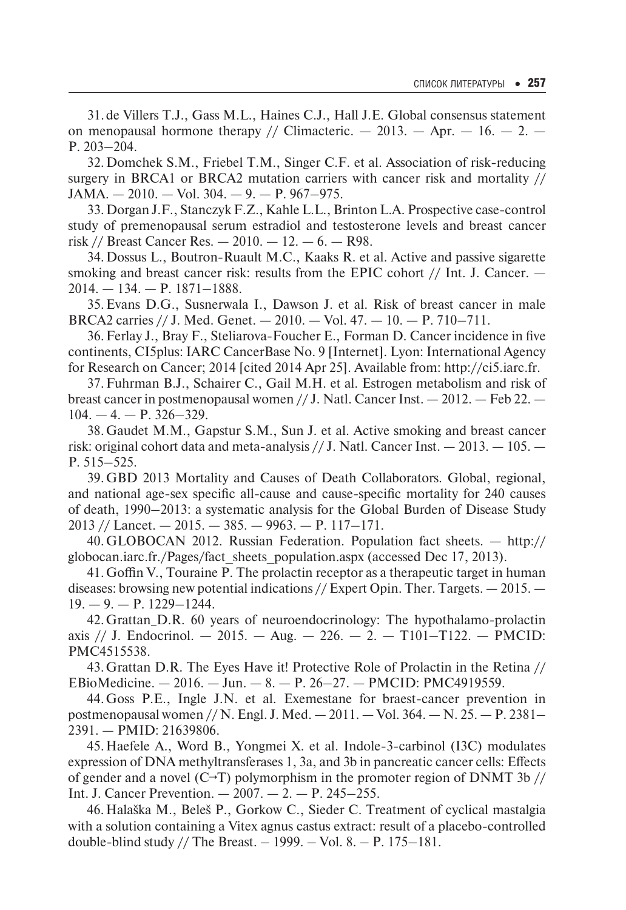31. de Villers T.J., Gass M.L., Haines C.J., Hall J.E. Global consensus statement on menopausal hormone therapy // Climacteric. — 2013. — Apr. — 16. — 2. — P. 203–204.

32. Domchek S.M., Friebel T.M., Singer C.F. et al. Association of risk-reducing surgery in BRCA1 or BRCA2 mutation carriers with cancer risk and mortality // JAMA. — 2010. — Vol. 304. — 9. — P. 967–975.

33. Dorgan J.F., Stanczyk F.Z., Kahle L.L., Brinton L.A. Prospective case-control study of premenopausal serum estradiol and testosterone levels and breast cancer risk // Breast Cancer Res. — 2010. — 12. — 6. — R98.

34. Dossus L., Boutron-Ruault M.C., Kaaks R. et al. Active and passive sigarette smoking and breast cancer risk: results from the EPIC cohort // Int. J. Cancer. — 2014. — 134. — P. 1871–1888.

35. Evans D.G., Susnerwala I., Dawson J. et al. Risk of breast cancer in male BRCA2 carries // J. Med. Genet. — 2010. — Vol. 47. — 10. — P. 710–711.

36. Ferlay J., Bray F., Steliarova-Foucher E., Forman D. Cancer incidence in five continents, CI5plus: IARC CancerBase No. 9 [Internet]. Lyon: International Agency for Research on Cancer; 2014 [cited 2014 Apr 25]. Available from: http://ci5.iarc.fr.

37. Fuhrman B.J., Schairer C., Gail M.H. et al. Estrogen metabolism and risk of breast cancer in postmenopausal women // J. Natl. Cancer Inst. — 2012. — Feb 22. — 104. — 4. — P. 326–329.

38. Gaudet M.M., Gapstur S.M., Sun J. et al. Active smoking and breast cancer risk: original cohort data and meta-analysis // J. Natl. Cancer Inst. — 2013. — 105. — P. 515–525.

39. GBD 2013 Mortality and Causes of Death Collaborators. Global, regional, and national age-sex specific all-cause and cause-specific mortality for 240 causes of death, 1990–2013: a systematic analysis for the Global Burden of Disease Study 2013 // Lancet. — 2015. — 385. — 9963. — P. 117–171.

40. GLOBOCAN 2012. Russian Federation. Population fact sheets. — http://globocan.iarc.fr./Pages/fact_sheets_population.aspx (accessed Dec 17, 2013).

41. Goffin V., Touraine P. The prolactin receptor as a therapeutic target in human diseases: browsing new potential indications // Expert Opin. Ther. Targets. — 2015. — 19. — 9. — P. 1229–1244.

42. Grattan_D.R. 60 years of neuroendocrinology: The hypothalamo-prolactin axis // J. Endocrinol. — 2015. — Aug. — 226. — 2. — T101–T122. — PMCID: PMC4515538.

43. Grattan D.R. The Eyes Have it! Protective Role of Prolactin in the Retina // EBioMedicine. — 2016. — Jun. — 8. — P. 26–27. — PMCID: PMC4919559.

44. Goss P.E., Ingle J.N. et al. Exemestane for braest-cancer prevention in postmenopausal women // N. Engl. J. Med. — 2011. — Vol. 364. — N. 25. — P. 2381–2391. — PMID: 21639806.

45. Haefele A., Word B., Yongmei X. et al. Indole-3-carbinol (I3C) modulates expression of DNA methyltransferases 1, 3a, and 3b in pancreatic cancer cells: Effects of gender and a novel (C→T) polymorphism in the promoter region of DNMT 3b // Int. J. Cancer Prevention. — 2007. — 2. — P. 245–255.

46. Halaška M., Beleš P., Gorkow C., Sieder C. Treatment of cyclical mastalgia with a solution containing a Vitex agnus castus extract: result of a placebo-controlled double-blind study // The Breast. – 1999. – Vol. 8. – P. 175–181.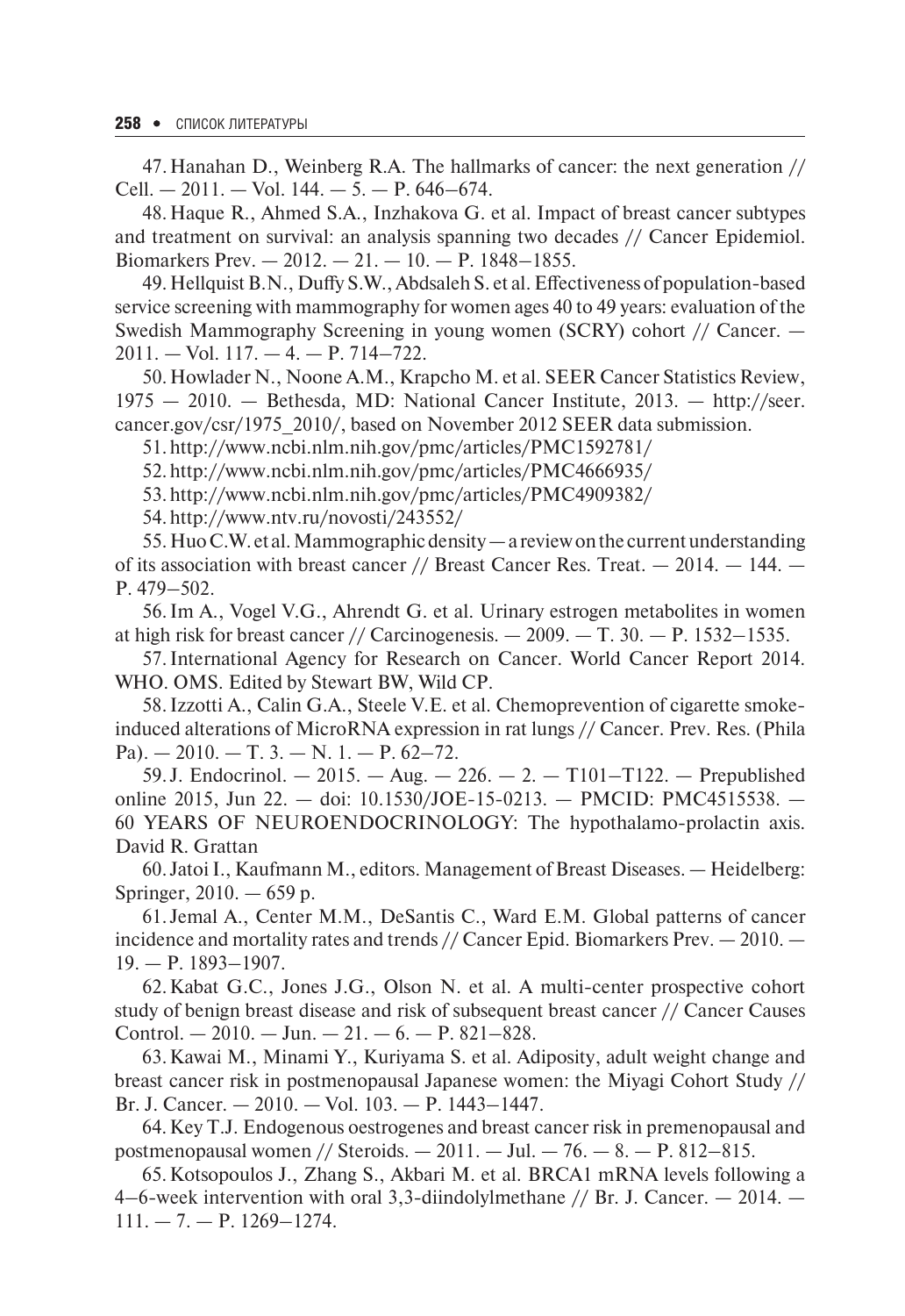47. Hanahan D., Weinberg R.A. The hallmarks of cancer: the next generation // Cell. — 2011. — Vol. 144. — 5. — P. 646–674.

48. Haque R., Ahmed S.A., Inzhakova G. et al. Impact of breast cancer subtypes and treatment on survival: an analysis spanning two decades // Cancer Epidemiol. Biomarkers Prev. — 2012. — 21. — 10. — P. 1848–1855.

49. Hellquist B.N., Duffy S.W., Abdsaleh S. et al. Effectiveness of population-based service screening with mammography for women ages 40 to 49 years: evaluation of the Swedish Mammography Screening in young women (SCRY) cohort // Cancer. — 2011. — Vol. 117. — 4. — P. 714–722.

50. Howlader N., Noone A.M., Krapcho M. et al. SEER Cancer Statistics Review, 1975 — 2010. — Bethesda, MD: National Cancer Institute, 2013. — http://seer.cancer.gov/csr/1975_2010/, based on November 2012 SEER data submission.

51. http://www.ncbi.nlm.nih.gov/pmc/articles/PMC1592781/

52. http://www.ncbi.nlm.nih.gov/pmc/articles/PMC4666935/

53. http://www.ncbi.nlm.nih.gov/pmc/articles/PMC4909382/

54. http://www.ntv.ru/novosti/243552/

55. Huo C.W. et al. Mammographic density — a review on the current understanding of its association with breast cancer // Breast Cancer Res. Treat. — 2014. — 144. — P. 479–502.

56. Im A., Vogel V.G., Ahrendt G. et al. Urinary estrogen metabolites in women at high risk for breast cancer // Carcinogenesis. — 2009. — T. 30. — P. 1532–1535.

57. International Agency for Research on Cancer. World Cancer Report 2014. WHO. OMS. Edited by Stewart BW, Wild CP.

58. Izzotti A., Calin G.A., Steele V.E. et al. Chemoprevention of cigarette smoke-induced alterations of MicroRNA expression in rat lungs // Cancer. Prev. Res. (Phila Pa). — 2010. — T. 3. — N. 1. — P. 62–72.

59. J. Endocrinol. — 2015. — Aug. — 226. — 2. — T101–T122. — Prepublished online 2015, Jun 22. — doi: 10.1530/JOE-15-0213. — PMCID: PMC4515538. — 60 YEARS OF NEUROENDOCRINOLOGY: The hypothalamo-prolactin axis. David R. Grattan

60. Jatoi I., Kaufmann M., editors. Management of Breast Diseases. — Heidelberg: Springer, 2010. — 659 p.

61. Jemal A., Center M.M., DeSantis C., Ward E.M. Global patterns of cancer incidence and mortality rates and trends // Cancer Epid. Biomarkers Prev. — 2010. — 19. — P. 1893–1907.

62. Kabat G.C., Jones J.G., Olson N. et al. A multi-center prospective cohort study of benign breast disease and risk of subsequent breast cancer // Cancer Causes Control. — 2010. — Jun. — 21. — 6. — P. 821–828.

63. Kawai M., Minami Y., Kuriyama S. et al. Adiposity, adult weight change and breast cancer risk in postmenopausal Japanese women: the Miyagi Cohort Study // Br. J. Cancer. — 2010. — Vol. 103. — P. 1443–1447.

64. Key T.J. Endogenous oestrogenes and breast cancer risk in premenopausal and postmenopausal women // Steroids. — 2011. — Jul. — 76. — 8. — P. 812–815.

65. Kotsopoulos J., Zhang S., Akbari M. et al. BRCA1 mRNA levels following a 4–6-week intervention with oral 3,3-diindolylmethane // Br. J. Cancer. — 2014. — 111. — 7. — P. 1269–1274.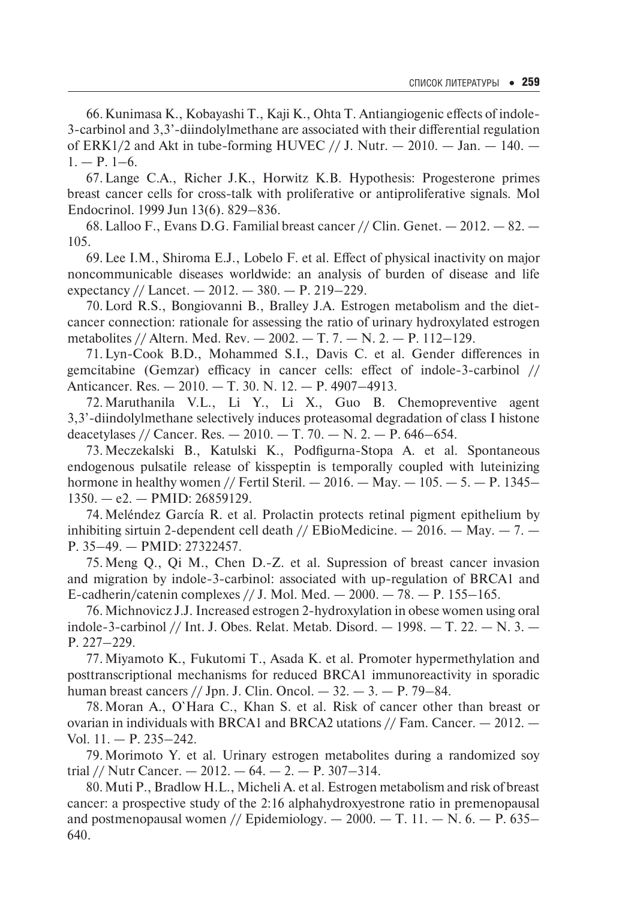66. Kunimasa K., Kobayashi T., Kaji K., Ohta T. Antiangiogenic effects of indole-3-carbinol and 3,3'-diindolylmethane are associated with their differential regulation of ERK1/2 and Akt in tube-forming HUVEC // J. Nutr. — 2010. — Jan. — 140. — 1. — P. 1–6.

67. Lange C.A., Richer J.K., Horwitz K.B. Hypothesis: Progesterone primes breast cancer cells for cross-talk with proliferative or antiproliferative signals. Mol Endocrinol. 1999 Jun 13(6). 829–836.

68. Lalloo F., Evans D.G. Familial breast cancer // Clin. Genet. — 2012. — 82. — 105.

69. Lee I.M., Shiroma E.J., Lobelo F. et al. Effect of physical inactivity on major noncommunicable diseases worldwide: an analysis of burden of disease and life expectancy // Lancet. — 2012. — 380. — P. 219–229.

70. Lord R.S., Bongiovanni B., Bralley J.A. Estrogen metabolism and the diet-cancer connection: rationale for assessing the ratio of urinary hydroxylated estrogen metabolites // Altern. Med. Rev. — 2002. — T. 7. — N. 2. — P. 112–129.

71. Lyn-Cook B.D., Mohammed S.I., Davis C. et al. Gender differences in gemcitabine (Gemzar) efficacy in cancer cells: effect of indole-3-carbinol // Anticancer. Res. — 2010. — T. 30. N. 12. — P. 4907–4913.

72. Maruthanila V.L., Li Y., Li X., Guo B. Chemopreventive agent 3,3'-diindolylmethane selectively induces proteasomal degradation of class I histone deacetylases // Cancer. Res. — 2010. — T. 70. — N. 2. — P. 646–654.

73. Meczekalski B., Katulski K., Podfigurna-Stopa A. et al. Spontaneous endogenous pulsatile release of kisspeptin is temporally coupled with luteinizing hormone in healthy women // Fertil Steril. — 2016. — May. — 105. — 5. — P. 1345–1350. — e2. — PMID: 26859129.

74. Meléndez García R. et al. Prolactin protects retinal pigment epithelium by inhibiting sirtuin 2-dependent cell death // EBioMedicine. — 2016. — May. — 7. — P. 35–49. — PMID: 27322457.

75. Meng Q., Qi M., Chen D.-Z. et al. Supression of breast cancer invasion and migration by indole-3-carbinol: associated with up-regulation of BRCA1 and E-cadherin/catenin complexes // J. Mol. Med. — 2000. — 78. — P. 155–165.

76. Michnovicz J.J. Increased estrogen 2-hydroxylation in obese women using oral indole-3-carbinol // Int. J. Obes. Relat. Metab. Disord. — 1998. — T. 22. — N. 3. — P. 227–229.

77. Miyamoto K., Fukutomi T., Asada K. et al. Promoter hypermethylation and posttranscriptional mechanisms for reduced BRCA1 immunoreactivity in sporadic human breast cancers // Jpn. J. Clin. Oncol. — 32. — 3. — P. 79–84.

78. Moran A., O`Hara C., Khan S. et al. Risk of cancer other than breast or ovarian in individuals with BRCA1 and BRCA2 utations // Fam. Cancer. — 2012. — Vol. 11. — P. 235–242.

79. Morimoto Y. et al. Urinary estrogen metabolites during a randomized soy trial // Nutr Cancer. — 2012. — 64. — 2. — P. 307–314.

80. Muti P., Bradlow H.L., Micheli A. et al. Estrogen metabolism and risk of breast cancer: a prospective study of the 2:16 alphahydroxyestrone ratio in premenopausal and postmenopausal women // Epidemiology. — 2000. — T. 11. — N. 6. — P. 635–640.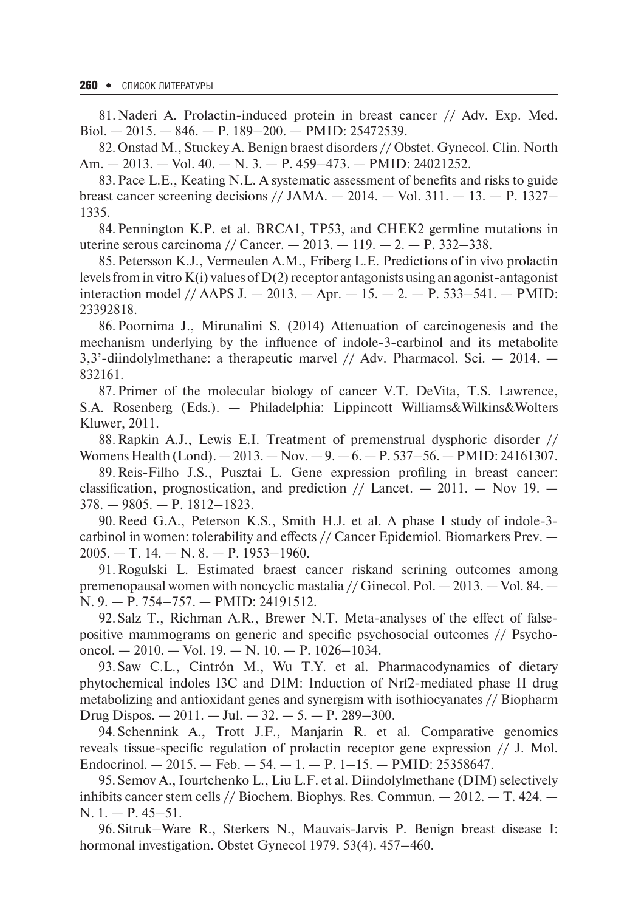81. Naderi A. Prolactin-induced protein in breast cancer // Adv. Exp. Med. Biol. — 2015. — 846. — P. 189–200. — PMID: 25472539.

82. Onstad M., Stuckey A. Benign braest disorders // Obstet. Gynecol. Clin. North Am. — 2013. — Vol. 40. — N. 3. — P. 459–473. — PMID: 24021252.

83. Pace L.E., Keating N.L. A systematic assessment of benefits and risks to guide breast cancer screening decisions // JAMA. — 2014. — Vol. 311. — 13. — P. 1327–1335.

84. Pennington K.P. et al. BRCA1, TP53, and CHEK2 germline mutations in uterine serous carcinoma // Cancer. — 2013. — 119. — 2. — P. 332–338.

85. Petersson K.J., Vermeulen A.M., Friberg L.E. Predictions of in vivo prolactin levels from in vitro K(i) values of D(2) receptor antagonists using an agonist-antagonist interaction model // AAPS J. — 2013. — Apr. — 15. — 2. — P. 533–541. — PMID: 23392818.

86. Poornima J., Mirunalini S. (2014) Attenuation of carcinogenesis and the mechanism underlying by the influence of indole-3-carbinol and its metabolite 3,3'-diindolylmethane: a therapeutic marvel // Adv. Pharmacol. Sci. — 2014. — 832161.

87. Primer of the molecular biology of cancer V.T. DeVita, T.S. Lawrence, S.A. Rosenberg (Eds.). — Philadelphia: Lippincott Williams&Wilkins&Wolters Kluwer, 2011.

88. Rapkin A.J., Lewis E.I. Treatment of premenstrual dysphoric disorder // Womens Health (Lond). — 2013. — Nov. — 9. — 6. — P. 537–56. — PMID: 24161307.

89. Reis-Filho J.S., Pusztai L. Gene expression profiling in breast cancer: classification, prognostication, and prediction // Lancet. — 2011. — Nov 19. — 378. — 9805. — P. 1812–1823.

90. Reed G.A., Peterson K.S., Smith H.J. et al. A phase I study of indole-3-carbinol in women: tolerability and effects // Cancer Epidemiol. Biomarkers Prev. — 2005. — T. 14. — N. 8. — P. 1953–1960.

91. Rogulski L. Estimated braest cancer riskand scrining outcomes among premenopausal women with noncyclic mastalia // Ginecol. Pol. — 2013. — Vol. 84. — N. 9. — P. 754–757. — PMID: 24191512.

92. Salz T., Richman A.R., Brewer N.T. Meta-analyses of the effect of false-positive mammograms on generic and specific psychosocial outcomes // Psychooncol. — 2010. — Vol. 19. — N. 10. — P. 1026–1034.

93. Saw C.L., Cintrón M., Wu T.Y. et al. Pharmacodynamics of dietary phytochemical indoles I3C and DIM: Induction of Nrf2-mediated phase II drug metabolizing and antioxidant genes and synergism with isothiocyanates // Biopharm Drug Dispos. — 2011. — Jul. — 32. — 5. — P. 289–300.

94. Schennink A., Trott J.F., Manjarin R. et al. Comparative genomics reveals tissue-specific regulation of prolactin receptor gene expression // J. Mol. Endocrinol. — 2015. — Feb. — 54. — 1. — P. 1–15. — PMID: 25358647.

95. Semov A., Iourtchenko L., Liu L.F. et al. Diindolylmethane (DIM) selectively inhibits cancer stem cells // Biochem. Biophys. Res. Commun. — 2012. — T. 424. — N. 1. — P. 45–51.

96. Sitruk–Ware R., Sterkers N., Mauvais-Jarvis P. Benign breast disease I: hormonal investigation. Obstet Gynecol 1979. 53(4). 457–460.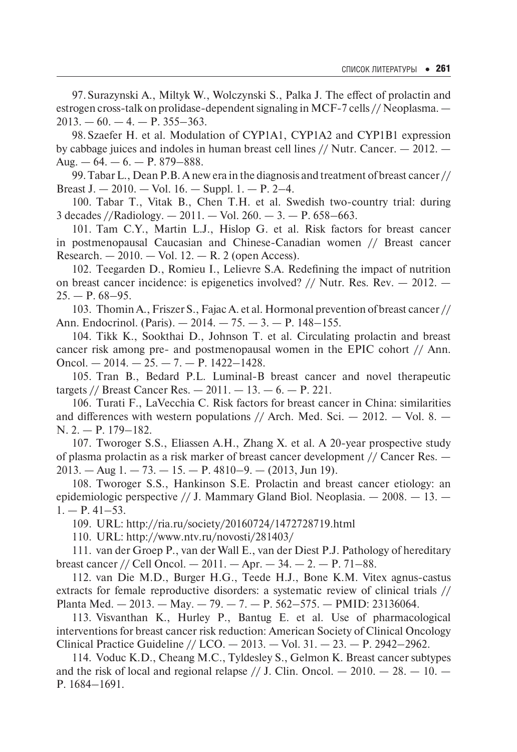97. Surazynski A., Miltyk W., Wolczynski S., Palka J. The effect of prolactin and estrogen cross-talk on prolidase-dependent signaling in MCF-7 cells // Neoplasma. — 2013. — 60. — 4. — P. 355–363.

98. Szaefer H. et al. Modulation of CYP1A1, CYP1A2 and CYP1B1 expression by cabbage juices and indoles in human breast cell lines // Nutr. Cancer. — 2012. — Aug. — 64. — 6. — P. 879–888.

99. Tabar L., Dean P.B. A new era in the diagnosis and treatment of breast cancer // Breast J. — 2010. — Vol. 16. — Suppl. 1. — P. 2–4.

100. Tabar T., Vitak B., Chen T.H. et al. Swedish two-country trial: during 3 decades //Radiology. — 2011. — Vol. 260. — 3. — P. 658–663.

101. Tam C.Y., Martin L.J., Hislop G. et al. Risk factors for breast cancer in postmenopausal Caucasian and Chinese-Canadian women // Breast cancer Research. — 2010. — Vol. 12. — R. 2 (open Access).

102. Teegarden D., Romieu I., Lelievre S.A. Redefining the impact of nutrition on breast cancer incidence: is epigenetics involved? // Nutr. Res. Rev. — 2012. — 25. — P. 68–95.

103. Thomin A., Friszer S., Fajac A. et al. Hormonal prevention of breast cancer // Ann. Endocrinol. (Paris). — 2014. — 75. — 3. — P. 148–155.

104. Tikk K., Sookthai D., Johnson T. et al. Circulating prolactin and breast cancer risk among pre- and postmenopausal women in the EPIC cohort // Ann. Oncol. — 2014. — 25. — 7. — P. 1422–1428.

105. Tran B., Bedard P.L. Luminal-B breast cancer and novel therapeutic targets // Breast Cancer Res. — 2011. — 13. — 6. — P. 221.

106. Turati F., LaVecchia C. Risk factors for breast cancer in China: similarities and differences with western populations // Arch. Med. Sci. — 2012. — Vol. 8. — N. 2. — P. 179–182.

107. Tworoger S.S., Eliassen A.H., Zhang X. et al. A 20-year prospective study of plasma prolactin as a risk marker of breast cancer development // Cancer Res. — 2013. — Aug 1. — 73. — 15. — P. 4810–9. — (2013, Jun 19).

108. Tworoger S.S., Hankinson S.E. Prolactin and breast cancer etiology: an epidemiologic perspective // J. Mammary Gland Biol. Neoplasia. — 2008. — 13. — 1. — P. 41–53.

109. URL: http://ria.ru/society/20160724/1472728719.html

110. URL: http://www.ntv.ru/novosti/281403/

111. van der Groep P., van der Wall E., van der Diest P.J. Pathology of hereditary breast cancer // Cell Oncol. — 2011. — Apr. — 34. — 2. — P. 71–88.

112. van Die M.D., Burger H.G., Teede H.J., Bone K.M. Vitex agnus-castus extracts for female reproductive disorders: a systematic review of clinical trials // Planta Med. — 2013. — May. — 79. — 7. — P. 562–575. — PMID: 23136064.

113. Visvanthan K., Hurley P., Bantug E. et al. Use of pharmacological interventions for breast cancer risk reduction: American Society of Clinical Oncology Clinical Practice Guideline // LCO. — 2013. — Vol. 31. — 23. — P. 2942–2962.

114. Voduc K.D., Cheang M.C., Tyldesley S., Gelmon K. Breast cancer subtypes and the risk of local and regional relapse // J. Clin. Oncol. — 2010. — 28. — 10. — P. 1684–1691.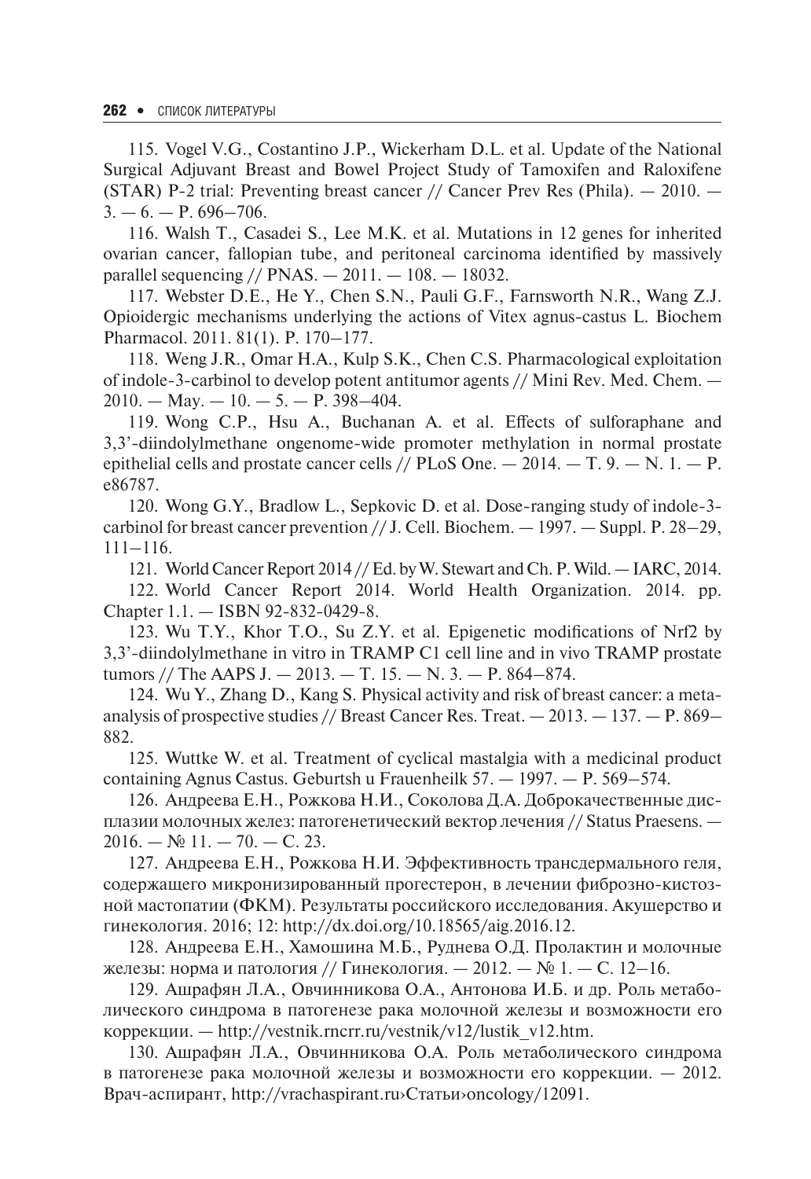115. Vogel V.G., Costantino J.P., Wickerham D.L. et al. Update of the National Surgical Adjuvant Breast and Bowel Project Study of Tamoxifen and Raloxifene (STAR) P-2 trial: Preventing breast cancer // Cancer Prev Res (Phila). — 2010. — 3. — 6. — P. 696–706.

116. Walsh T., Casadei S., Lee M.K. et al. Mutations in 12 genes for inherited ovarian cancer, fallopian tube, and peritoneal carcinoma identified by massively parallel sequencing // PNAS. — 2011. — 108. — 18032.

117. Webster D.E., He Y., Chen S.N., Pauli G.F., Farnsworth N.R., Wang Z.J. Opioidergic mechanisms underlying the actions of Vitex agnus-castus L. Biochem Pharmacol. 2011. 81(1). P. 170–177.

118. Weng J.R., Omar H.A., Kulp S.K., Chen C.S. Pharmacological exploitation of indole-3-carbinol to develop potent antitumor agents // Mini Rev. Med. Chem. — 2010. — May. — 10. — 5. — P. 398–404.

119. Wong C.P., Hsu A., Buchanan A. et al. Effects of sulforaphane and 3,3'-diindolylmethane ongenome-wide promoter methylation in normal prostate epithelial cells and prostate cancer cells // PLoS One. — 2014. — T. 9. — N. 1. — P. e86787.

120. Wong G.Y., Bradlow L., Sepkovic D. et al. Dose-ranging study of indole-3-carbinol for breast cancer prevention // J. Cell. Biochem. — 1997. — Suppl. P. 28–29, 111–116.

121. World Cancer Report 2014 // Ed. by W. Stewart and Ch. P. Wild. — IARC, 2014.

122. World Cancer Report 2014. World Health Organization. 2014. pp. Chapter 1.1. — ISBN 92-832-0429-8.

123. Wu T.Y., Khor T.O., Su Z.Y. et al. Epigenetic modifications of Nrf2 by 3,3'-diindolylmethane in vitro in TRAMP C1 cell line and in vivo TRAMP prostate tumors // The AAPS J. — 2013. — T. 15. — N. 3. — P. 864–874.

124. Wu Y., Zhang D., Kang S. Physical activity and risk of breast cancer: a meta-analysis of prospective studies // Breast Cancer Res. Treat. — 2013. — 137. — P. 869–882.

125. Wuttke W. et al. Treatment of cyclical mastalgia with a medicinal product containing Agnus Castus. Geburtsh u Frauenheilk 57. — 1997. — P. 569–574.

126. Андреева Е.Н., Рожкова Н.И., Соколова Д.А. Доброкачественные дисплазии молочных желез: патогенетический вектор лечения // Status Praesens. — 2016. — № 11. — 70. — С. 23.

127. Андреева Е.Н., Рожкова Н.И. Эффективность трансдермального геля, содержащего микронизированный прогестерон, в лечении фиброзно-кистозной мастопатии (ФКМ). Результаты российского исследования. Акушерство и гинекология. 2016; 12: http://dx.doi.org/10.18565/aig.2016.12.

128. Андреева Е.Н., Хамошина М.Б., Руднева О.Д. Пролактин и молочные железы: норма и патология // Гинекология. — 2012. — № 1. — С. 12–16.

129. Ашрафян Л.А., Овчинникова О.А., Антонова И.Б. и др. Роль метаболического синдрома в патогенезе рака молочной железы и возможности его коррекции. — http://vestnik.rncrr.ru/vestnik/v12/lustik_v12.htm.

130. Ашрафян Л.А., Овчинникова О.А. Роль метаболического синдрома в патогенезе рака молочной железы и возможности его коррекции. — 2012. Врач-аспирант, http://vrachaspirant.ru›Статьи›oncology/12091.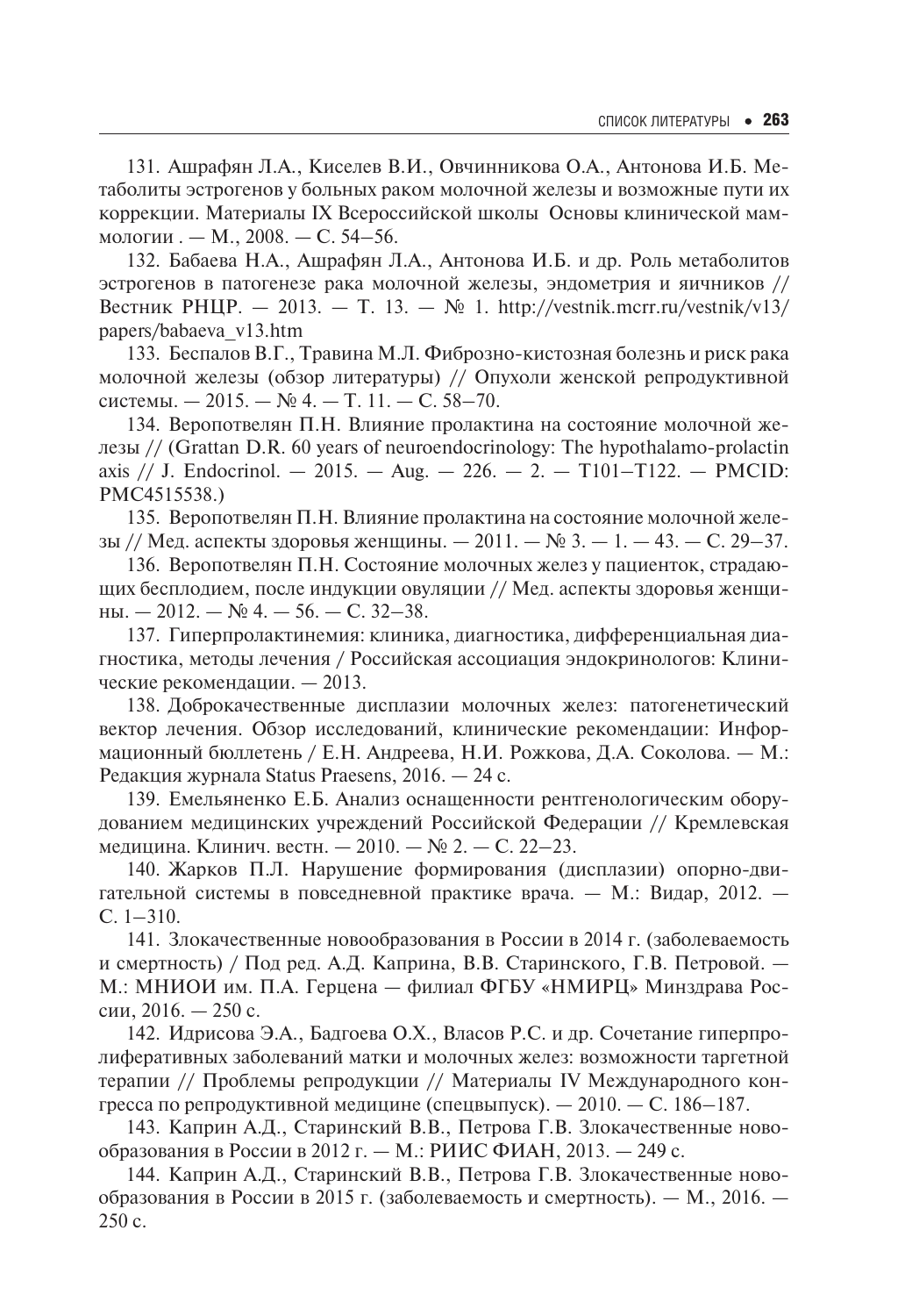131. Ашрафян Л.А., Киселев В.И., Овчинникова О.А., Антонова И.Б. Метаболиты эстрогенов у больных раком молочной железы и возможные пути их коррекции. Материалы IX Всероссийской школы Основы клинической маммологии . — М., 2008. — С. 54–56.

132. Бабаева Н.А., Ашрафян Л.А., Антонова И.Б. и др. Роль метаболитов эстрогенов в патогенезе рака молочной железы, эндометрия и яичников // Вестник РНЦР. — 2013. — Т. 13. — № 1. http://vestnik.mcrr.ru/vestnik/v13/papers/babaeva_v13.htm

133. Беспалов В.Г., Травина М.Л. Фиброзно-кистозная болезнь и риск рака молочной железы (обзор литературы) // Опухоли женской репродуктивной системы. — 2015. — № 4. — Т. 11. — С. 58–70.

134. Веропотвелян П.Н. Влияние пролактина на состояние молочной железы // (Grattan D.R. 60 years of neuroendocrinology: The hypothalamo-prolactin axis // J. Endocrinol. — 2015. — Aug. — 226. — 2. — T101–T122. — PMCID: PMC4515538.)

135. Веропотвелян П.Н. Влияние пролактина на состояние молочной железы // Мед. аспекты здоровья женщины. — 2011. — № 3. — 1. — 43. — С. 29–37.

136. Веропотвелян П.Н. Состояние молочных желез у пациенток, страдающих бесплодием, после индукции овуляции // Мед. аспекты здоровья женщины. — 2012. — № 4. — 56. — С. 32–38.

137. Гиперпролактинемия: клиника, диагностика, дифференциальная диагностика, методы лечения / Российская ассоциация эндокринологов: Клинические рекомендации. — 2013.

138. Доброкачественные дисплазии молочных желез: патогенетический вектор лечения. Обзор исследований, клинические рекомендации: Информационный бюллетень / Е.Н. Андреева, Н.И. Рожкова, Д.А. Соколова. — М.: Редакция журнала Status Praesens, 2016. — 24 с.

139. Емельяненко Е.Б. Анализ оснащенности рентгенологическим оборудованием медицинских учреждений Российской Федерации // Кремлевская медицина. Клинич. вестн. — 2010. — № 2. — С. 22–23.

140. Жарков П.Л. Нарушение формирования (дисплазии) опорно-двигательной системы в повседневной практике врача. — М.: Видар, 2012. — С. 1–310.

141. Злокачественные новообразования в России в 2014 г. (заболеваемость и смертность) / Под ред. А.Д. Каприна, В.В. Старинского, Г.В. Петровой. — М.: МНИОИ им. П.А. Герцена — филиал ФГБУ «НМИРЦ» Минздрава России, 2016. — 250 с.

142. Идрисова Э.А., Бадгоева О.Х., Власов Р.С. и др. Сочетание гиперпролиферативных заболеваний матки и молочных желез: возможности таргетной терапии // Проблемы репродукции // Материалы IV Международного конгресса по репродуктивной медицине (спецвыпуск). — 2010. — С. 186–187.

143. Каприн А.Д., Старинский В.В., Петрова Г.В. Злокачественные новообразования в России в 2012 г. — М.: РИИС ФИАН, 2013. — 249 с.

144. Каприн А.Д., Старинский В.В., Петрова Г.В. Злокачественные новообразования в России в 2015 г. (заболеваемость и смертность). — М., 2016. — 250 с.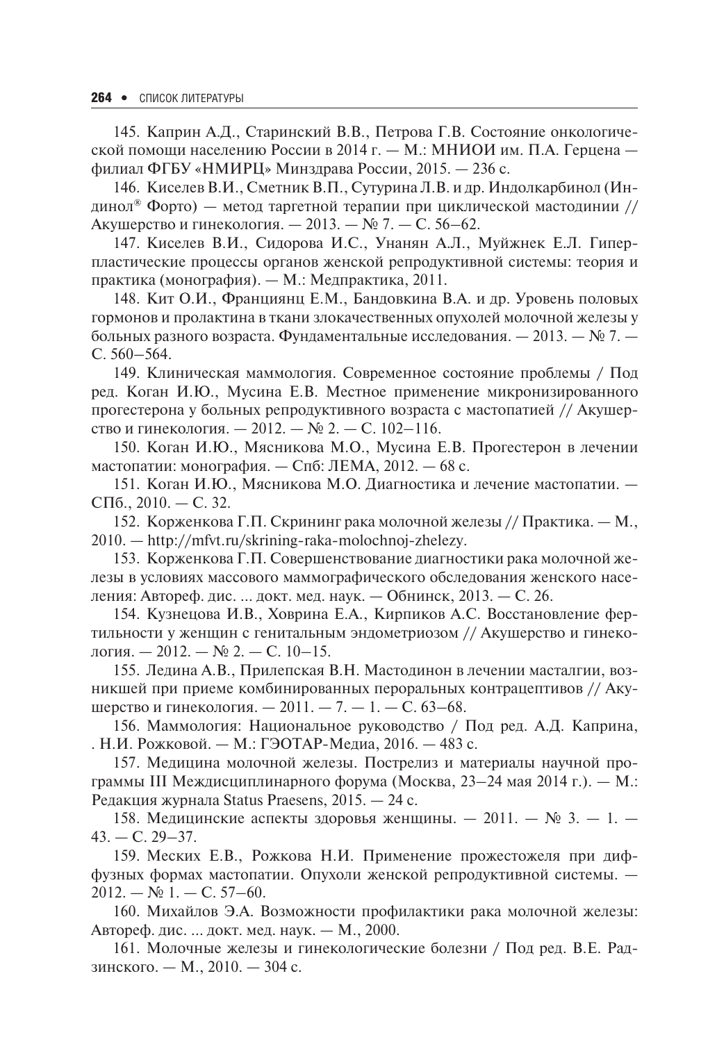145. Каприн А.Д., Старинский В.В., Петрова Г.В. Состояние онкологической помощи населению России в 2014 г. — М.: МНИОИ им. П.А. Герцена — филиал ФГБУ «НМИРЦ» Минздрава России, 2015. — 236 с.

146. Киселев В.И., Сметник В.П., Сутурина Л.В. и др. Индолкарбинол (Индинол® Форто) — метод таргетной терапии при циклической мастодинии // Акушерство и гинекология. — 2013. — № 7. — С. 56–62.

147. Киселев В.И., Сидорова И.С., Унанян А.Л., Муйжнек Е.Л. Гиперпластические процессы органов женской репродуктивной системы: теория и практика (монография). — М.: Медпрактика, 2011.

148. Кит О.И., Франциянц Е.М., Бандовкина В.А. и др. Уровень половых гормонов и пролактина в ткани злокачественных опухолей молочной железы у больных разного возраста. Фундаментальные исследования. — 2013. — № 7. — С. 560–564.

149. Клиническая маммология. Современное состояние проблемы / Под ред. Коган И.Ю., Мусина Е.В. Местное применение микронизированного прогестерона у больных репродуктивного возраста с мастопатией // Акушерство и гинекология. — 2012. — № 2. — С. 102–116.

150. Коган И.Ю., Мясникова М.О., Мусина Е.В. Прогестерон в лечении мастопатии: монография. — Спб: ЛЕМА, 2012. — 68 с.

151. Коган И.Ю., Мясникова М.О. Диагностика и лечение мастопатии. — СПб., 2010. — С. 32.

152. Корженкова Г.П. Скрининг рака молочной железы // Практика. — М., 2010. — http://mfvt.ru/skrining-raka-molochnoj-zhelezy.

153. Корженкова Г.П. Совершенствование диагностики рака молочной железы в условиях массового маммографического обследования женского населения: Автореф. дис. ... докт. мед. наук. — Обнинск, 2013. — С. 26.

154. Кузнецова И.В., Ховрина Е.А., Кирпиков А.С. Восстановление фертильности у женщин с генитальным эндометриозом // Акушерство и гинекология. — 2012. — № 2. — С. 10–15.

155. Ледина А.В., Прилепская В.Н. Мастодинон в лечении масталгии, возникшей при приеме комбинированных пероральных контрацептивов // Акушерство и гинекология. — 2011. — 7. — 1. — С. 63–68.

156. Маммология: Национальное руководство / Под ред. А.Д. Каприна, . Н.И. Рожковой. — М.: ГЭОТАР-Медиа, 2016. — 483 с.

157. Медицина молочной железы. Пострелиз и материалы научной программы III Междисциплинарного форума (Москва, 23–24 мая 2014 г.). — М.: Редакция журнала Status Praesens, 2015. — 24 с.

158. Медицинские аспекты здоровья женщины. — 2011. — № 3. — 1. — 43. — С. 29–37.

159. Меских Е.В., Рожкова Н.И. Применение прожестожеля при диффузных формах мастопатии. Опухоли женской репродуктивной системы. — 2012. — № 1. — С. 57–60.

160. Михайлов Э.А. Возможности профилактики рака молочной железы: Автореф. дис. ... докт. мед. наук. — М., 2000.

161. Молочные железы и гинекологические болезни / Под ред. В.Е. Радзинского. — М., 2010. — 304 с.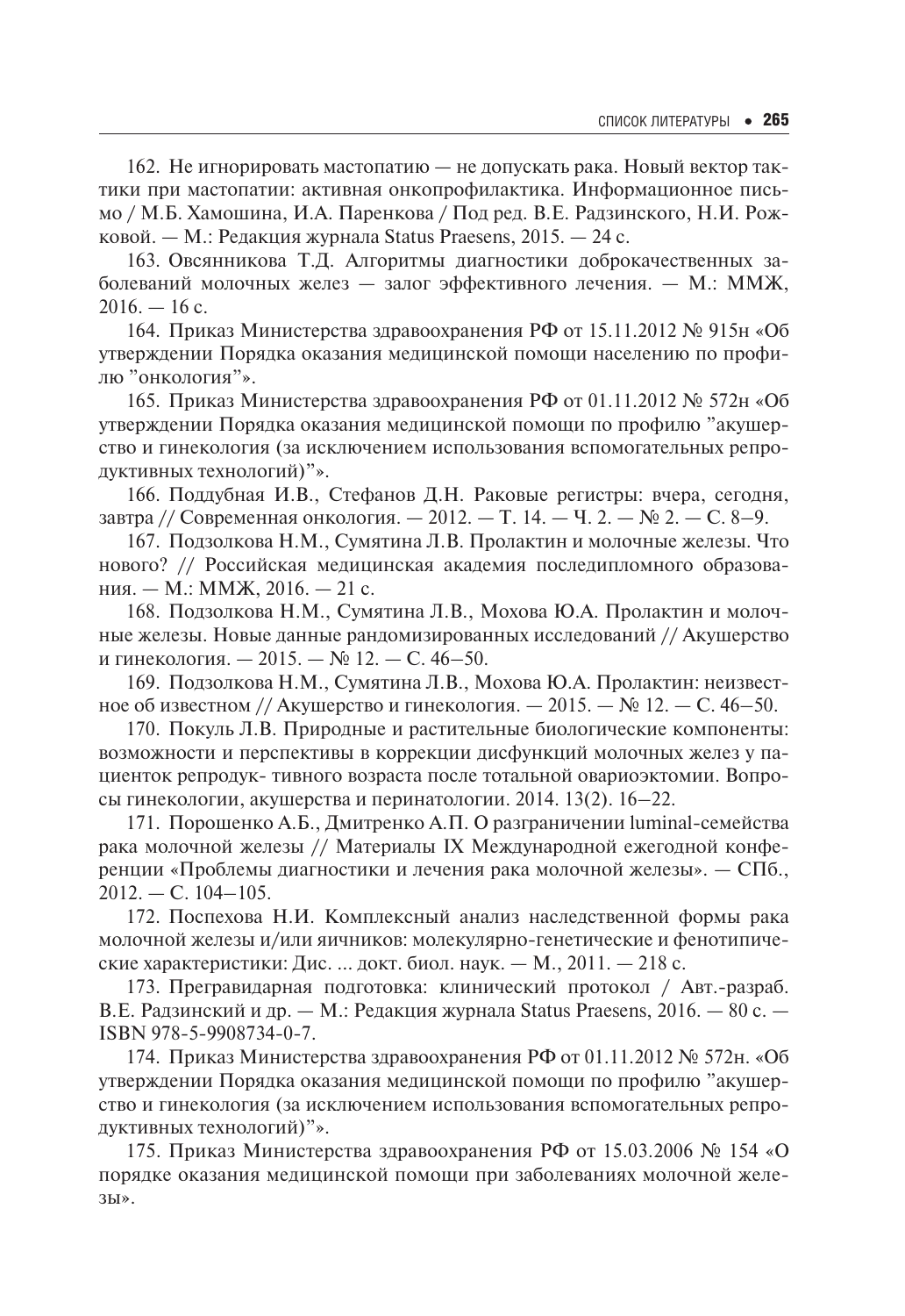162. Не игнорировать мастопатию — не допускать рака. Новый вектор тактики при мастопатии: активная онкопрофилактика. Информационное письмо / М.Б. Хамошина, И.А. Паренкова / Под ред. В.Е. Радзинского, Н.И. Рожковой. — М.: Редакция журнала Status Praesens, 2015. — 24 с.

163. Овсянникова Т.Д. Алгоритмы диагностики доброкачественных заболеваний молочных желез — залог эффективного лечения. — М.: ММЖ, 2016. — 16 с.

164. Приказ Министерства здравоохранения РФ от 15.11.2012 № 915н «Об утверждении Порядка оказания медицинской помощи населению по профилю "онкология"».

165. Приказ Министерства здравоохранения РФ от 01.11.2012 № 572н «Об утверждении Порядка оказания медицинской помощи по профилю "акушерство и гинекология (за исключением использования вспомогательных репродуктивных технологий)"».

166. Поддубная И.В., Стефанов Д.Н. Раковые регистры: вчера, сегодня, завтра // Современная онкология. — 2012. — Т. 14. — Ч. 2. — № 2. — С. 8–9.

167. Подзолкова Н.М., Сумятина Л.В. Пролактин и молочные железы. Что нового? // Российская медицинская академия последипломного образования. — М.: ММЖ, 2016. — 21 с.

168. Подзолкова Н.М., Сумятина Л.В., Мохова Ю.А. Пролактин и молочные железы. Новые данные рандомизированных исследований // Акушерство и гинекология. — 2015. — № 12. — С. 46–50.

169. Подзолкова Н.М., Сумятина Л.В., Мохова Ю.А. Пролактин: неизвестное об известном // Акушерство и гинекология. — 2015. — № 12. — С. 46–50.

170. Покуль Л.В. Природные и растительные биологические компоненты: возможности и перспективы в коррекции дисфункций молочных желез у пациенток репродук- тивного возраста после тотальной овариоэктомии. Вопросы гинекологии, акушерства и перинатологии. 2014. 13(2). 16–22.

171. Порошенко А.Б., Дмитренко А.П. О разграничении luminal-семейства рака молочной железы // Материалы IX Международной ежегодной конференции «Проблемы диагностики и лечения рака молочной железы». — СПб., 2012. — С. 104–105.

172. Поспехова Н.И. Комплексный анализ наследственной формы рака молочной железы и/или яичников: молекулярно-генетические и фенотипические характеристики: Дис. ... докт. биол. наук. — М., 2011. — 218 с.

173. Прегравидарная подготовка: клинический протокол / Авт.-разраб. В.Е. Радзинский и др. — М.: Редакция журнала Status Praesens, 2016. — 80 с. — ISBN 978-5-9908734-0-7.

174. Приказ Министерства здравоохранения РФ от 01.11.2012 № 572н. «Об утверждении Порядка оказания медицинской помощи по профилю "акушерство и гинекология (за исключением использования вспомогательных репродуктивных технологий)"».

175. Приказ Министерства здравоохранения РФ от 15.03.2006 № 154 «О порядке оказания медицинской помощи при заболеваниях молочной железы».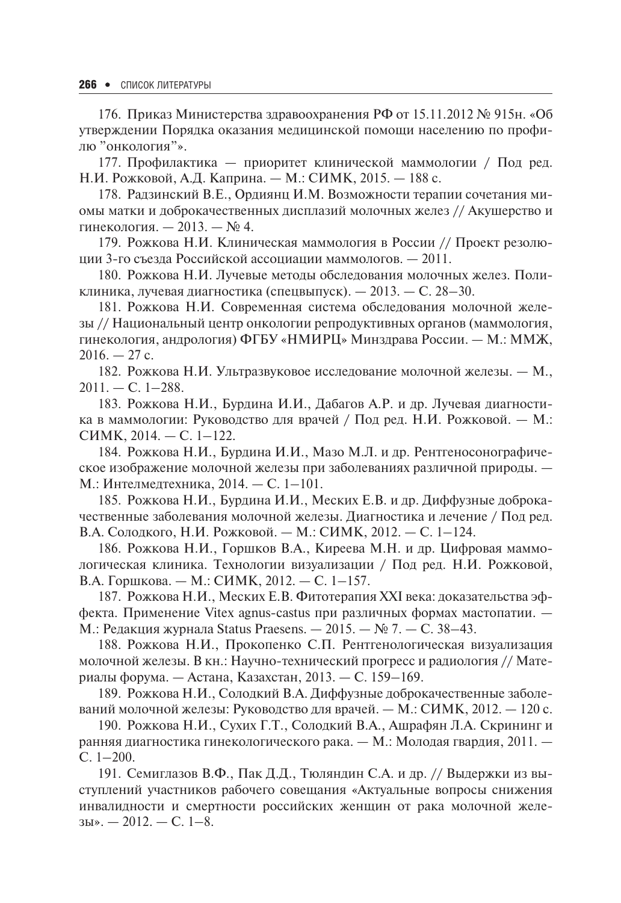176. Приказ Министерства здравоохранения РФ от 15.11.2012 № 915н. «Об утверждении Порядка оказания медицинской помощи населению по профилю "онкология"».

177. Профилактика — приоритет клинической маммологии / Под ред. Н.И. Рожковой, А.Д. Каприна. — М.: СИМК, 2015. — 188 с.

178. Радзинский В.Е., Ордиянц И.М. Возможности терапии сочетания миомы матки и доброкачественных дисплазий молочных желез // Акушерство и гинекология. — 2013. — № 4.

179. Рожкова Н.И. Клиническая маммология в России // Проект резолюции 3-го съезда Российской ассоциации маммологов. — 2011.

180. Рожкова Н.И. Лучевые методы обследования молочных желез. Поликлиника, лучевая диагностика (спецвыпуск). — 2013. — С. 28–30.

181. Рожкова Н.И. Современная система обследования молочной железы // Национальный центр онкологии репродуктивных органов (маммология, гинекология, андрология) ФГБУ «НМИРЦ» Минздрава России. — М.: ММЖ, 2016. — 27 с.

182. Рожкова Н.И. Ультразвуковое исследование молочной железы. — М., 2011. — С. 1–288.

183. Рожкова Н.И., Бурдина И.И., Дабагов А.Р. и др. Лучевая диагностика в маммологии: Руководство для врачей / Под ред. Н.И. Рожковой. — М.: СИМК, 2014. — С. 1–122.

184. Рожкова Н.И., Бурдина И.И., Мазо М.Л. и др. Рентгеносонографическое изображение молочной железы при заболеваниях различной природы. — М.: Интелмедтехника, 2014. — С. 1–101.

185. Рожкова Н.И., Бурдина И.И., Меских Е.В. и др. Диффузные доброкачественные заболевания молочной железы. Диагностика и лечение / Под ред. В.А. Солодкого, Н.И. Рожковой. — М.: СИМК, 2012. — С. 1–124.

186. Рожкова Н.И., Горшков В.А., Киреева М.Н. и др. Цифровая маммологическая клиника. Технологии визуализации / Под ред. Н.И. Рожковой, В.А. Горшкова. — М.: СИМК, 2012. — С. 1–157.

187. Рожкова Н.И., Меских Е.В. Фитотерапия XXI века: доказательства эффекта. Применение Vitex agnus-castus при различных формах мастопатии. — М.: Редакция журнала Status Praesens. — 2015. — № 7. — С. 38–43.

188. Рожкова Н.И., Прокопенко С.П. Рентгенологическая визуализация молочной железы. В кн.: Научно-технический прогресс и радиология // Материалы форума. — Астана, Казахстан, 2013. — С. 159–169.

189. Рожкова Н.И., Солодкий В.А. Диффузные доброкачественные заболеваний молочной железы: Руководство для врачей. — М.: СИМК, 2012. — 120 с.

190. Рожкова Н.И., Сухих Г.Т., Солодкий В.А., Ашрафян Л.А. Скрининг и ранняя диагностика гинекологического рака. — М.: Молодая гвардия, 2011. — С. 1–200.

191. Семиглазов В.Ф., Пак Д.Д., Тюляндин С.А. и др. // Выдержки из выступлений участников рабочего совещания «Актуальные вопросы снижения инвалидности и смертности российских женщин от рака молочной железы». — 2012. — С. 1–8.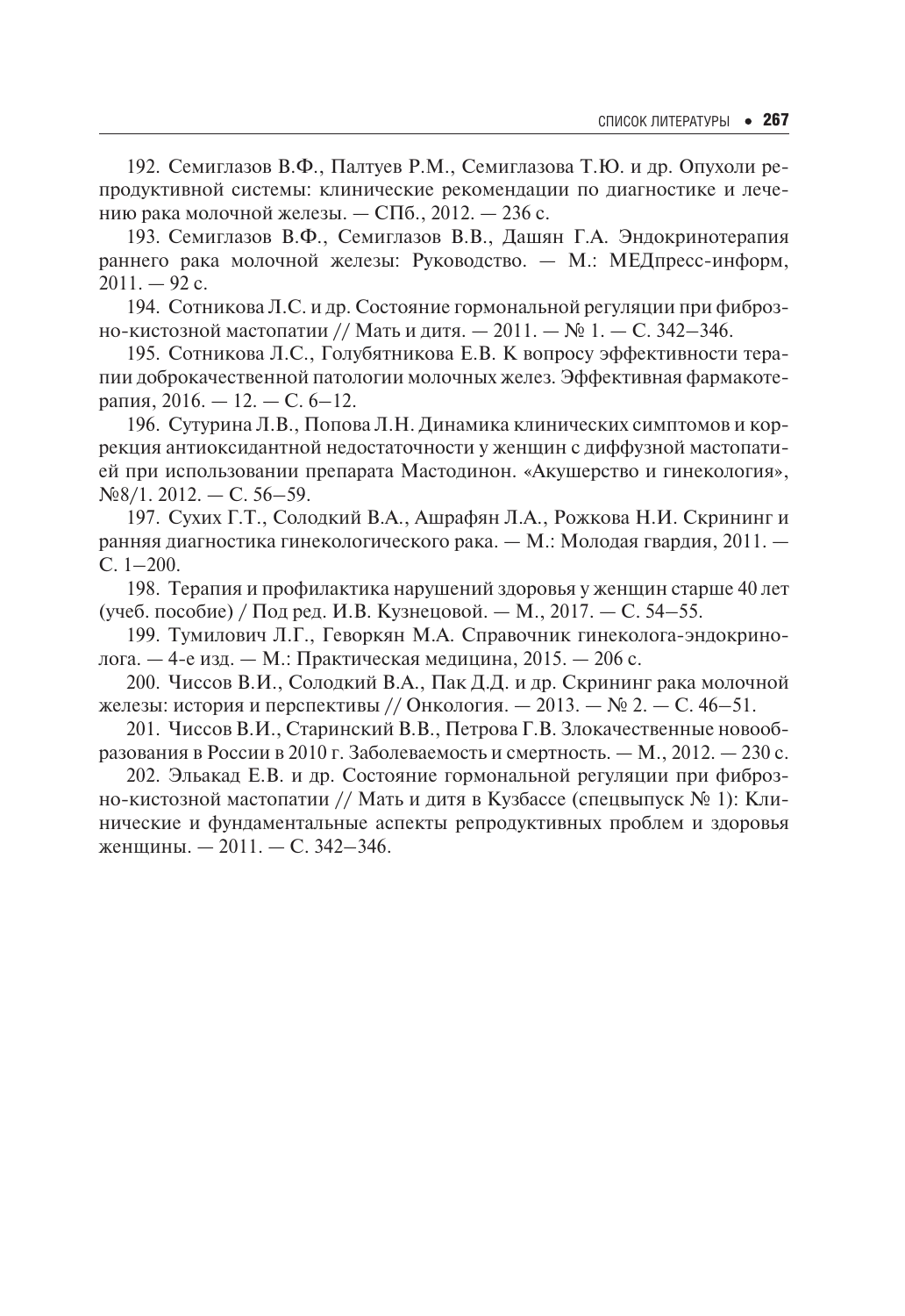192. Семиглазов В.Ф., Палтуев Р.М., Семиглазова Т.Ю. и др. Опухоли репродуктивной системы: клинические рекомендации по диагностике и лечению рака молочной железы. — СПб., 2012. — 236 с.

193. Семиглазов В.Ф., Семиглазов В.В., Дашян Г.А. Эндокринотерапия раннего рака молочной железы: Руководство. — М.: МЕДпресс-информ, 2011. — 92 с.

194. Сотникова Л.С. и др. Состояние гормональной регуляции при фиброзно-кистозной мастопатии // Мать и дитя. — 2011. — № 1. — С. 342–346.

195. Сотникова Л.С., Голубятникова Е.В. К вопросу эффективности терапии доброкачественной патологии молочных желез. Эффективная фармакотерапия, 2016. — 12. — С. 6–12.

196. Сутурина Л.В., Попова Л.Н. Динамика клинических симптомов и коррекция антиоксидантной недостаточности у женщин с диффузной мастопатией при использовании препарата Мастодинон. «Акушерство и гинекология», №8/1. 2012. — С. 56–59.

197. Сухих Г.Т., Солодкий В.А., Ашрафян Л.А., Рожкова Н.И. Скрининг и ранняя диагностика гинекологического рака. — М.: Молодая гвардия, 2011. — С. 1–200.

198. Терапия и профилактика нарушений здоровья у женщин старше 40 лет (учеб. пособие) / Под ред. И.В. Кузнецовой. — М., 2017. — С. 54–55.

199. Тумилович Л.Г., Геворкян М.А. Справочник гинеколога-эндокринолога. — 4-е изд. — М.: Практическая медицина, 2015. — 206 с.

200. Чиссов В.И., Солодкий В.А., Пак Д.Д. и др. Скрининг рака молочной железы: история и перспективы // Онкология. — 2013. — № 2. — С. 46–51.

201. Чиссов В.И., Старинский В.В., Петрова Г.В. Злокачественные новообразования в России в 2010 г. Заболеваемость и смертность. — М., 2012. — 230 с.

202. Эльакад Е.В. и др. Состояние гормональной регуляции при фиброзно-кистозной мастопатии // Мать и дитя в Кузбассе (спецвыпуск № 1): Клинические и фундаментальные аспекты репродуктивных проблем и здоровья женщины. — 2011. — С. 342–346.